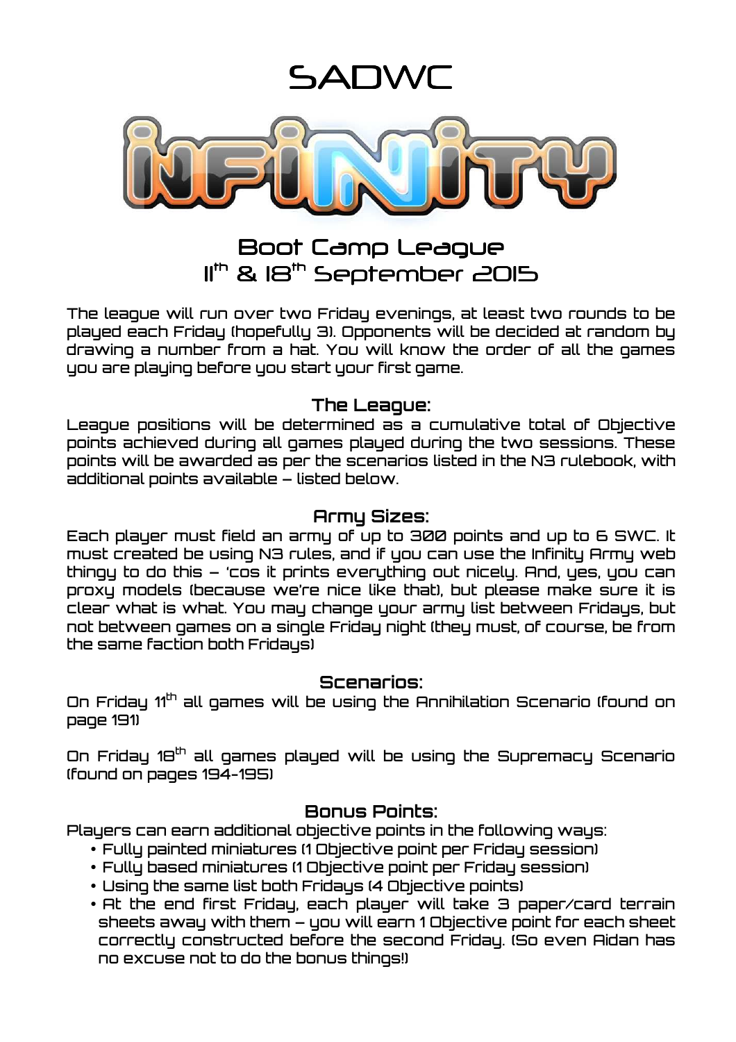# SADWC

# INFINITY

## Boot Camp League
## 11th & 18th September 2015

The league will run over two Friday evenings, at least two rounds to be played each Friday (hopefully 3). Opponents will be decided at random by drawing a number from a hat. You will know the order of all the games you are playing before you start your first game.

### The League:

League positions will be determined as a cumulative total of Objective points achieved during all games played during the two sessions. These points will be awarded as per the scenarios listed in the N3 rulebook, with additional points available – listed below.

### Army Sizes:

Each player must field an army of up to 300 points and up to 6 SWC. It must created be using N3 rules, and if you can use the Infinity Army web thingy to do this – 'cos it prints everything out nicely. And, yes, you can proxy models (because we're nice like that), but please make sure it is clear what is what. You may change your army list between Fridays, but not between games on a single Friday night (they must, of course, be from the same faction both Fridays)

### Scenarios:

On Friday 11th all games will be using the Annihilation Scenario (found on page 191)

On Friday 18th all games played will be using the Supremacy Scenario (found on pages 194-195)

### Bonus Points:

Players can earn additional objective points in the following ways:

- Fully painted miniatures (1 Objective point per Friday session)
- Fully based miniatures (1 Objective point per Friday session)
- Using the same list both Fridays (4 Objective points)
- At the end first Friday, each player will take 3 paper/card terrain sheets away with them – you will earn 1 Objective point for each sheet correctly constructed before the second Friday. (So even Aidan has no excuse not to do the bonus things!)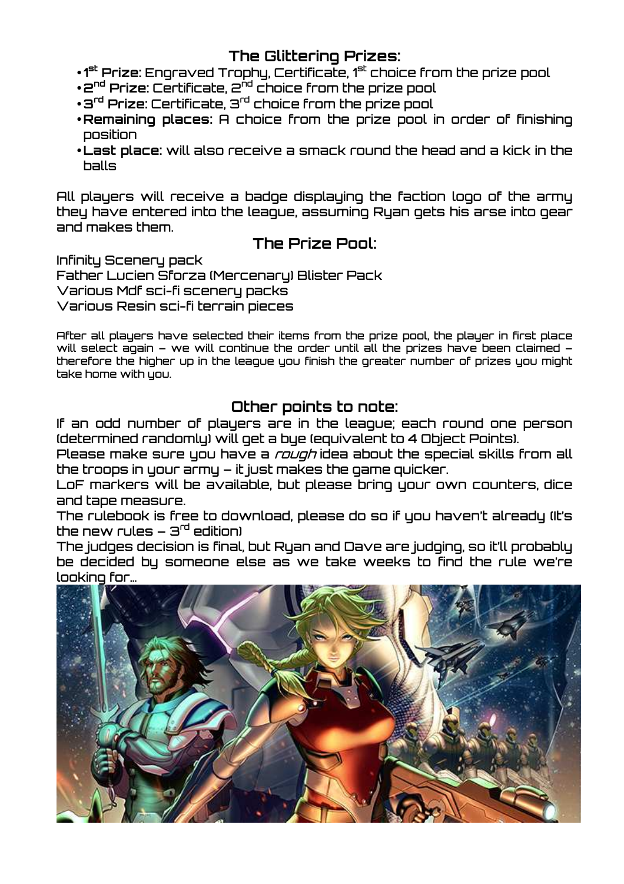## The Glittering Prizes:

- **1st Prize**: Engraved Trophy, Certificate, 1st choice from the prize pool
- **2nd Prize**: Certificate, 2nd choice from the prize pool
- **3rd Prize**: Certificate, 3rd choice from the prize pool
- **Remaining places**: A choice from the prize pool in order of finishing position
- **Last place**: will also receive a smack round the head and a kick in the balls

All players will receive a badge displaying the faction logo of the army they have entered into the league, assuming Ryan gets his arse into gear and makes them.

## The Prize Pool:

Infinity Scenery pack
Father Lucien Sforza (Mercenary) Blister Pack
Various Mdf sci-fi scenery packs
Various Resin sci-fi terrain pieces

After all players have selected their items from the prize pool, the player in first place will select again – we will continue the order until all the prizes have been claimed – therefore the higher up in the league you finish the greater number of prizes you might take home with you.

## Other points to note:

If an odd number of players are in the league; each round one person (determined randomly) will get a bye (equivalent to 4 Object Points).

Please make sure you have a *rough* idea about the special skills from all the troops in your army – it just makes the game quicker.

LoF markers will be available, but please bring your own counters, dice and tape measure.

The rulebook is free to download, please do so if you haven't already (It's the new rules – 3rd edition)

The judges decision is final, but Ryan and Dave are judging, so it'll probably be decided by someone else as we take weeks to find the rule we're looking for…